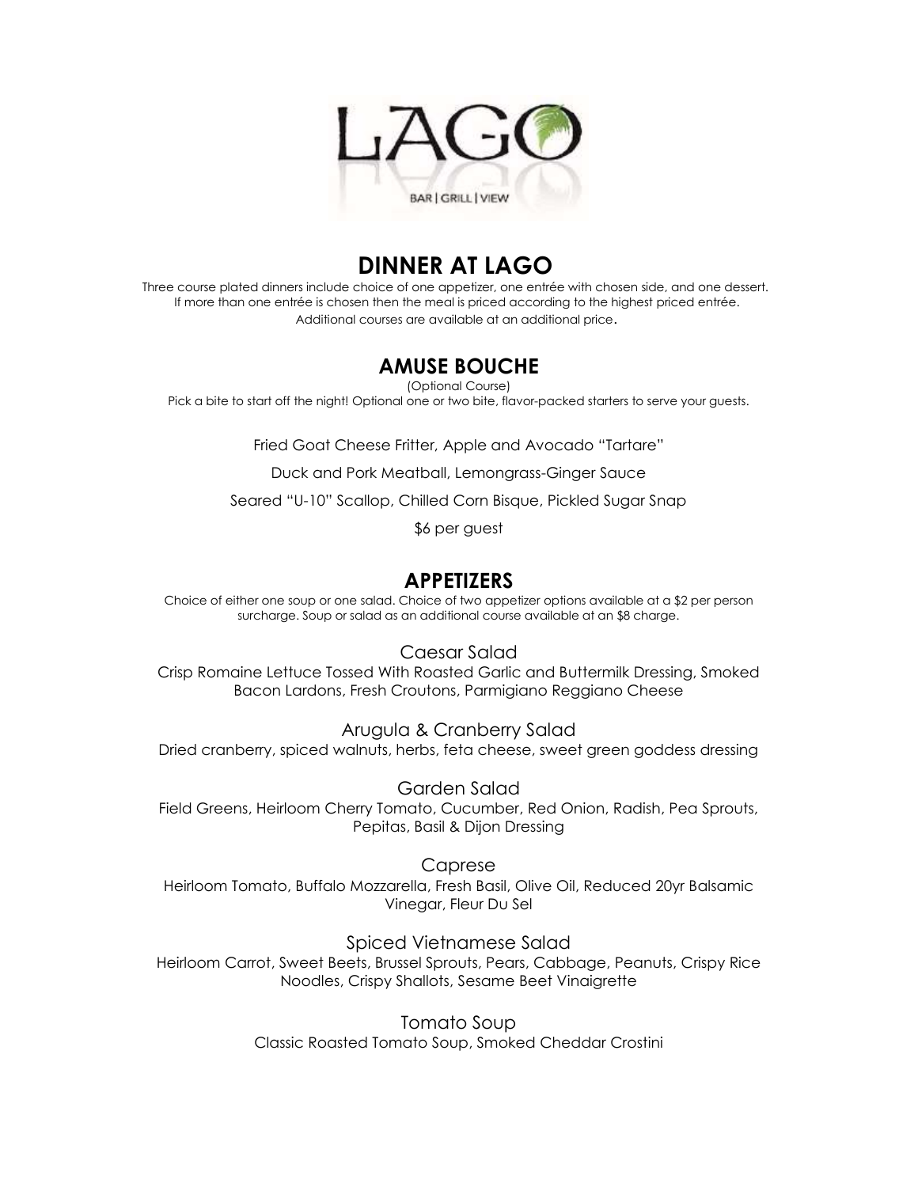LAGO

BAR | GRILL | VIEW

# DINNER AT LAGO

Three course plated dinners include choice of one appetizer, one entrée with chosen side, and one dessert. If more than one entrée is chosen then the meal is priced according to the highest priced entrée. Additional courses are available at an additional price.

## AMUSE BOUCHE

(Optional Course)

Pick a bite to start off the night! Optional one or two bite, flavor-packed starters to serve your guests.

Fried Goat Cheese Fritter, Apple and Avocado "Tartare"

Duck and Pork Meatball, Lemongrass-Ginger Sauce

Seared "U-10" Scallop, Chilled Corn Bisque, Pickled Sugar Snap

$6 per guest

## APPETIZERS

Choice of either one soup or one salad. Choice of two appetizer options available at a $2 per person surcharge. Soup or salad as an additional course available at an $8 charge.

### Caesar Salad

Crisp Romaine Lettuce Tossed With Roasted Garlic and Buttermilk Dressing, Smoked Bacon Lardons, Fresh Croutons, Parmigiano Reggiano Cheese

### Arugula & Cranberry Salad

Dried cranberry, spiced walnuts, herbs, feta cheese, sweet green goddess dressing

### Garden Salad

Field Greens, Heirloom Cherry Tomato, Cucumber, Red Onion, Radish, Pea Sprouts, Pepitas, Basil & Dijon Dressing

### Caprese

Heirloom Tomato, Buffalo Mozzarella, Fresh Basil, Olive Oil, Reduced 20yr Balsamic Vinegar, Fleur Du Sel

### Spiced Vietnamese Salad

Heirloom Carrot, Sweet Beets, Brussel Sprouts, Pears, Cabbage, Peanuts, Crispy Rice Noodles, Crispy Shallots, Sesame Beet Vinaigrette

### Tomato Soup

Classic Roasted Tomato Soup, Smoked Cheddar Crostini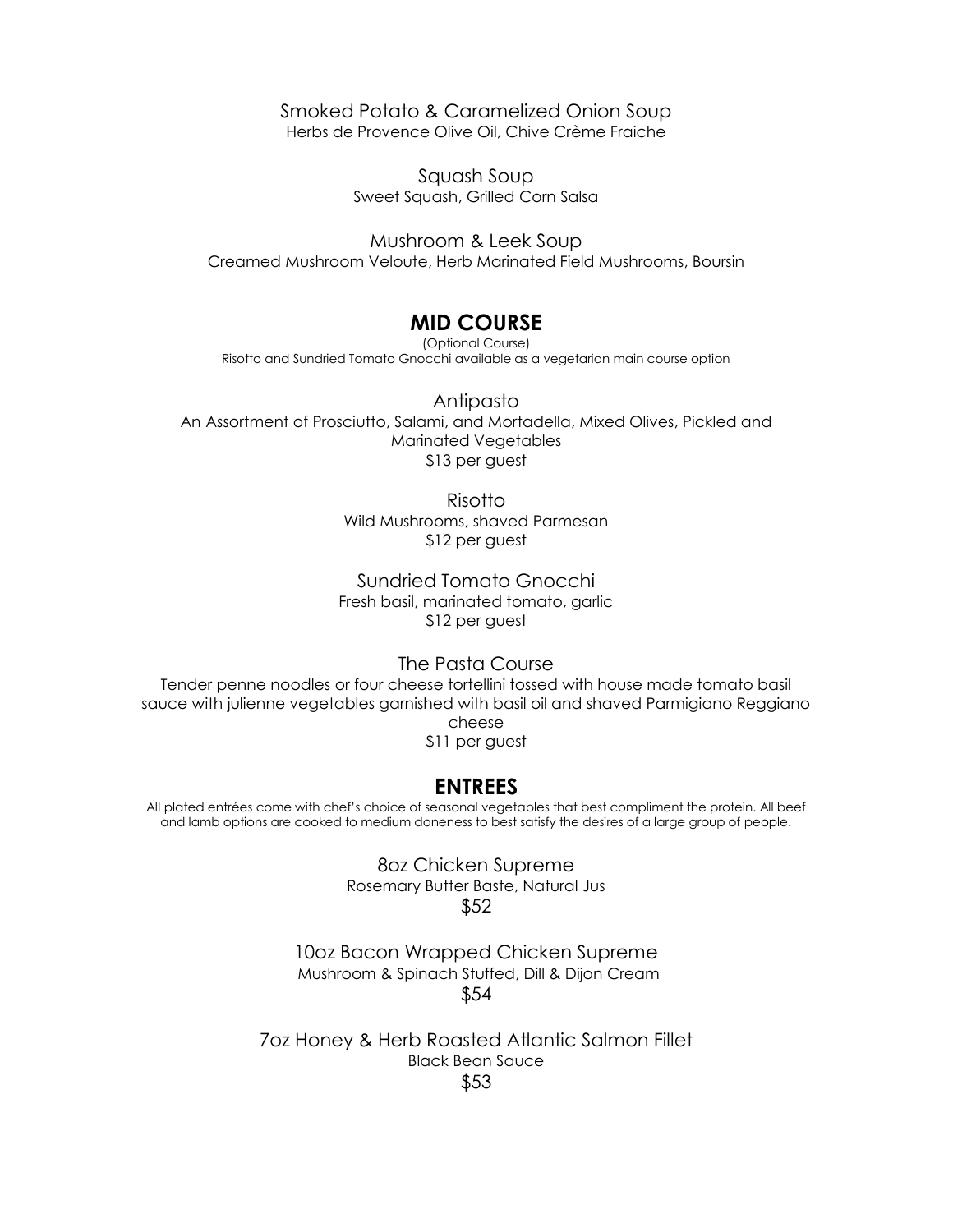Smoked Potato & Caramelized Onion Soup
Herbs de Provence Olive Oil, Chive Crème Fraiche

Squash Soup
Sweet Squash, Grilled Corn Salsa

Mushroom & Leek Soup
Creamed Mushroom Veloute, Herb Marinated Field Mushrooms, Boursin

## MID COURSE

(Optional Course)
Risotto and Sundried Tomato Gnocchi available as a vegetarian main course option

Antipasto
An Assortment of Prosciutto, Salami, and Mortadella, Mixed Olives, Pickled and Marinated Vegetables
$13 per guest

Risotto
Wild Mushrooms, shaved Parmesan
$12 per guest

Sundried Tomato Gnocchi
Fresh basil, marinated tomato, garlic
$12 per guest

The Pasta Course
Tender penne noodles or four cheese tortellini tossed with house made tomato basil sauce with julienne vegetables garnished with basil oil and shaved Parmigiano Reggiano cheese
$11 per guest

## ENTREES

All plated entrées come with chef's choice of seasonal vegetables that best compliment the protein. All beef and lamb options are cooked to medium doneness to best satisfy the desires of a large group of people.

8oz Chicken Supreme
Rosemary Butter Baste, Natural Jus
$52

10oz Bacon Wrapped Chicken Supreme
Mushroom & Spinach Stuffed, Dill & Dijon Cream
$54

7oz Honey & Herb Roasted Atlantic Salmon Fillet
Black Bean Sauce
$53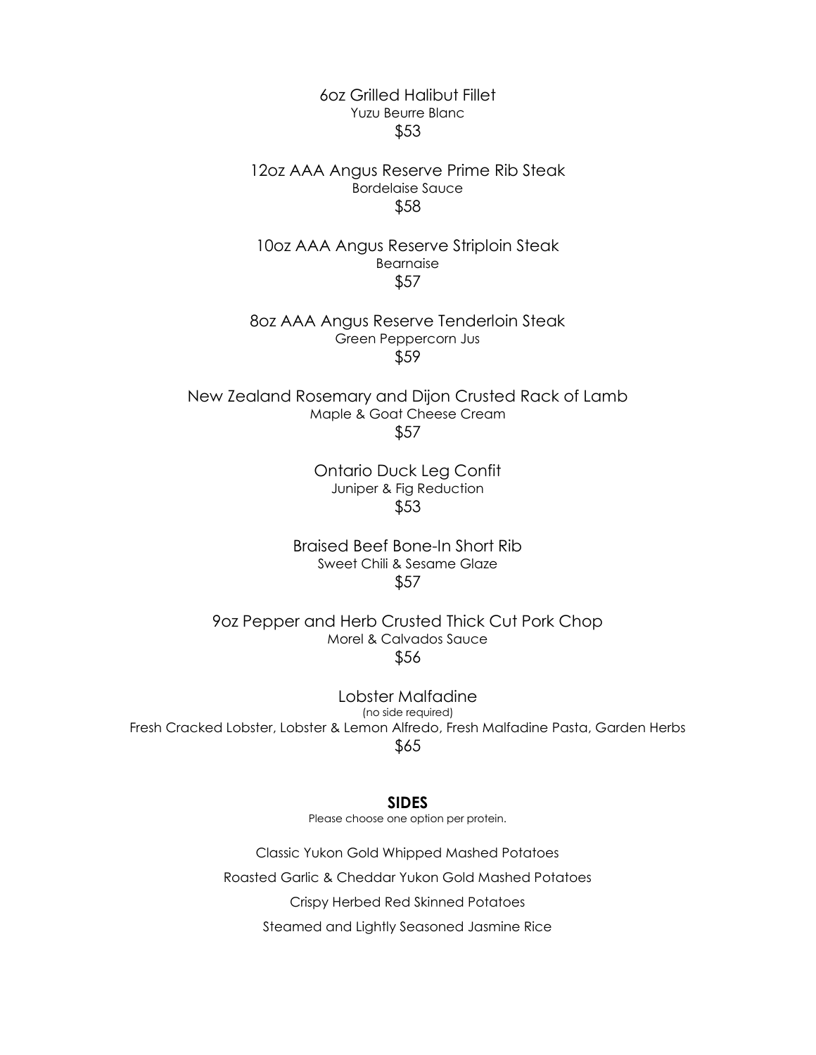6oz Grilled Halibut Fillet
Yuzu Beurre Blanc
$53

12oz AAA Angus Reserve Prime Rib Steak
Bordelaise Sauce
$58

10oz AAA Angus Reserve Striploin Steak
Bearnaise
$57

8oz AAA Angus Reserve Tenderloin Steak
Green Peppercorn Jus
$59

New Zealand Rosemary and Dijon Crusted Rack of Lamb
Maple & Goat Cheese Cream
$57

Ontario Duck Leg Confit
Juniper & Fig Reduction
$53

Braised Beef Bone-In Short Rib
Sweet Chili & Sesame Glaze
$57

9oz Pepper and Herb Crusted Thick Cut Pork Chop
Morel & Calvados Sauce
$56

Lobster Malfadine
(no side required)
Fresh Cracked Lobster, Lobster & Lemon Alfredo, Fresh Malfadine Pasta, Garden Herbs
$65

## SIDES

Please choose one option per protein.

Classic Yukon Gold Whipped Mashed Potatoes

Roasted Garlic & Cheddar Yukon Gold Mashed Potatoes

Crispy Herbed Red Skinned Potatoes

Steamed and Lightly Seasoned Jasmine Rice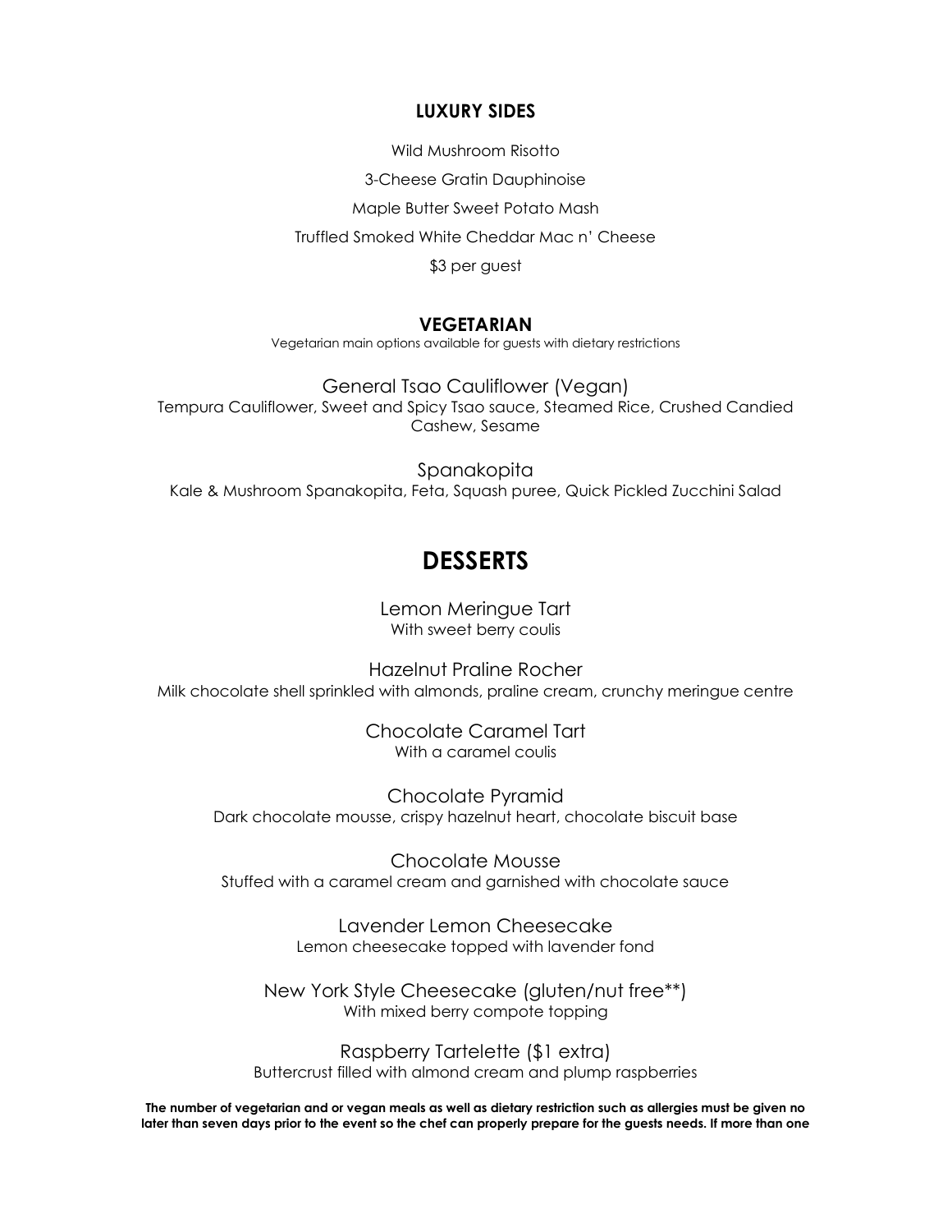### LUXURY SIDES

Wild Mushroom Risotto

3-Cheese Gratin Dauphinoise

Maple Butter Sweet Potato Mash

Truffled Smoked White Cheddar Mac n' Cheese

$3 per guest

### VEGETARIAN

Vegetarian main options available for guests with dietary restrictions

General Tsao Cauliflower (Vegan)
Tempura Cauliflower, Sweet and Spicy Tsao sauce, Steamed Rice, Crushed Candied Cashew, Sesame

Spanakopita
Kale & Mushroom Spanakopita, Feta, Squash puree, Quick Pickled Zucchini Salad

## DESSERTS

Lemon Meringue Tart
With sweet berry coulis

Hazelnut Praline Rocher
Milk chocolate shell sprinkled with almonds, praline cream, crunchy meringue centre

Chocolate Caramel Tart
With a caramel coulis

Chocolate Pyramid
Dark chocolate mousse, crispy hazelnut heart, chocolate biscuit base

Chocolate Mousse
Stuffed with a caramel cream and garnished with chocolate sauce

Lavender Lemon Cheesecake
Lemon cheesecake topped with lavender fond

New York Style Cheesecake (gluten/nut free**)
With mixed berry compote topping

Raspberry Tartelette ($1 extra)
Buttercrust filled with almond cream and plump raspberries

**The number of vegetarian and or vegan meals as well as dietary restriction such as allergies must be given no later than seven days prior to the event so the chef can properly prepare for the guests needs. If more than one**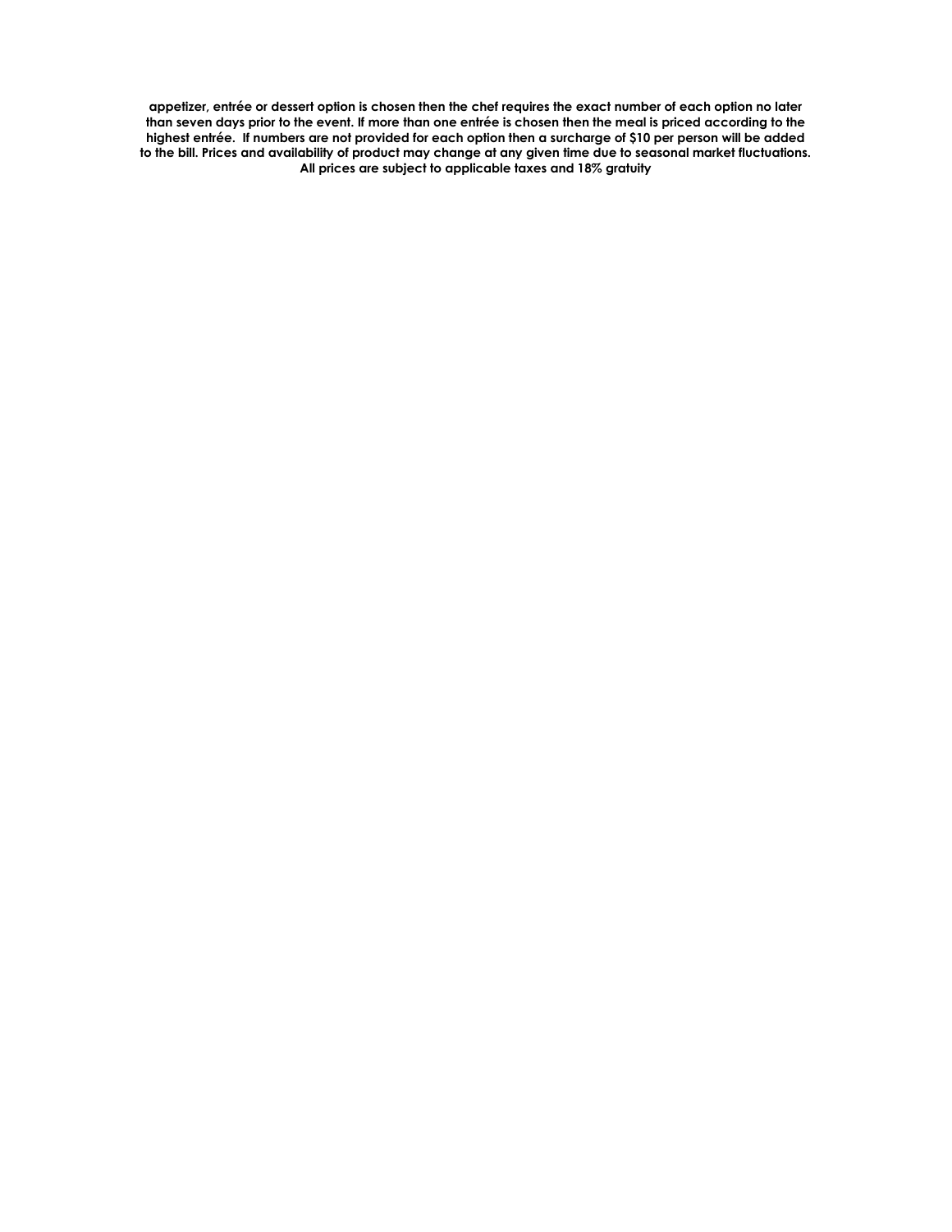**appetizer, entrée or dessert option is chosen then the chef requires the exact number of each option no later than seven days prior to the event. If more than one entrée is chosen then the meal is priced according to the highest entrée. If numbers are not provided for each option then a surcharge of $10 per person will be added to the bill. Prices and availability of product may change at any given time due to seasonal market fluctuations. All prices are subject to applicable taxes and 18% gratuity**